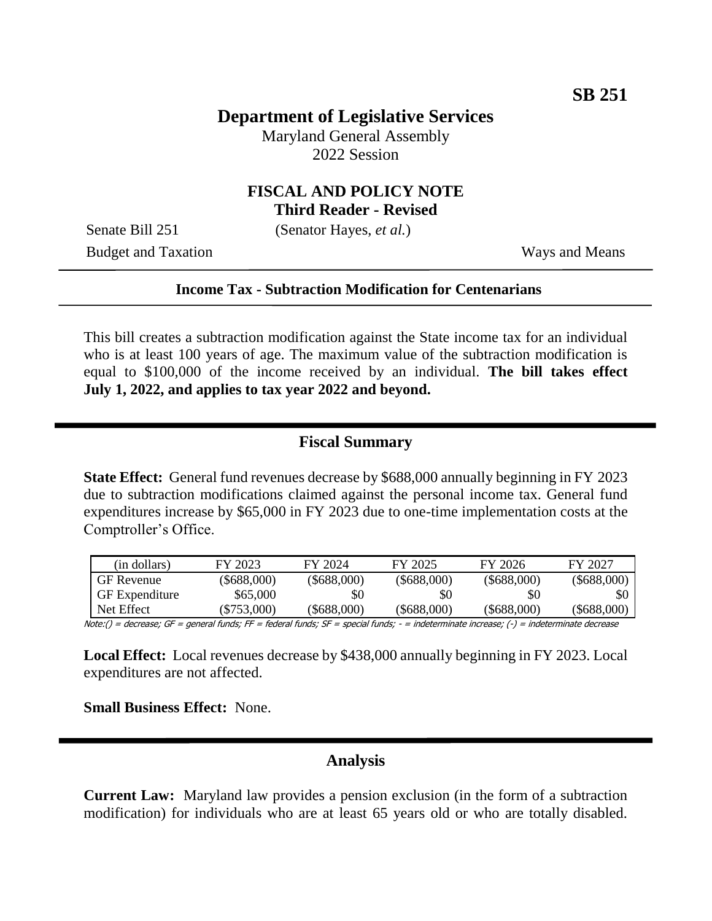**SB 251**

# Department of Legislative Services

Maryland General Assembly
2022 Session

## FISCAL AND POLICY NOTE
**Third Reader - Revised**

Senate Bill 251 (Senator Hayes, *et al.*)
Budget and Taxation Ways and Means

---

**Income Tax - Subtraction Modification for Centenarians**

---

This bill creates a subtraction modification against the State income tax for an individual who is at least 100 years of age. The maximum value of the subtraction modification is equal to $100,000 of the income received by an individual. **The bill takes effect July 1, 2022, and applies to tax year 2022 and beyond.**

## Fiscal Summary

**State Effect:** General fund revenues decrease by $688,000 annually beginning in FY 2023 due to subtraction modifications claimed against the personal income tax. General fund expenditures increase by $65,000 in FY 2023 due to one-time implementation costs at the Comptroller's Office.

| (in dollars) | FY 2023 | FY 2024 | FY 2025 | FY 2026 | FY 2027 |
|---|---|---|---|---|---|
| GF Revenue | ($688,000) | ($688,000) | ($688,000) | ($688,000) | ($688,000) |
| GF Expenditure | $65,000 | $0 | $0 | $0 | $0 |
| Net Effect | ($753,000) | ($688,000) | ($688,000) | ($688,000) | ($688,000) |

Note:() = decrease; GF = general funds; FF = federal funds; SF = special funds; - = indeterminate increase; (-) = indeterminate decrease

**Local Effect:** Local revenues decrease by $438,000 annually beginning in FY 2023. Local expenditures are not affected.

**Small Business Effect:** None.

## Analysis

**Current Law:** Maryland law provides a pension exclusion (in the form of a subtraction modification) for individuals who are at least 65 years old or who are totally disabled.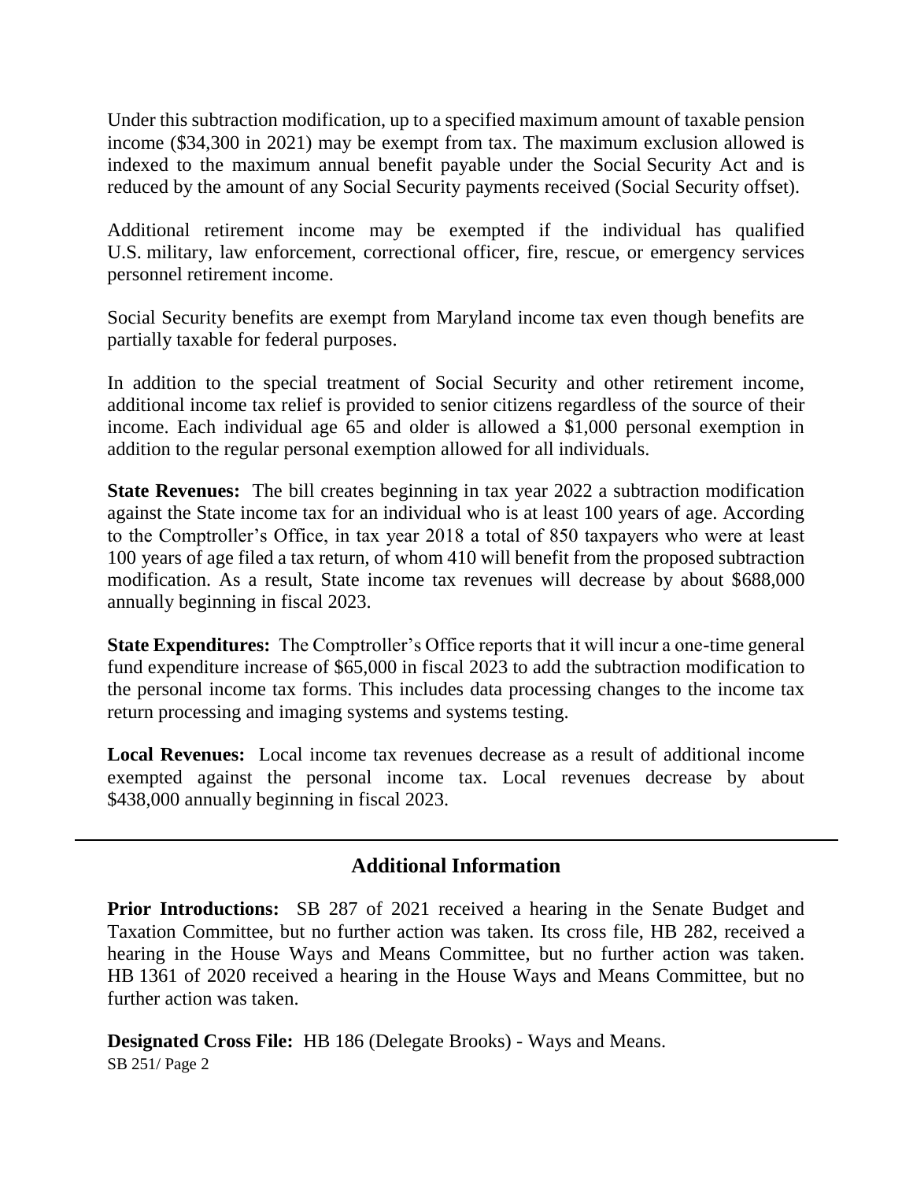Under this subtraction modification, up to a specified maximum amount of taxable pension income ($34,300 in 2021) may be exempt from tax. The maximum exclusion allowed is indexed to the maximum annual benefit payable under the Social Security Act and is reduced by the amount of any Social Security payments received (Social Security offset).

Additional retirement income may be exempted if the individual has qualified U.S. military, law enforcement, correctional officer, fire, rescue, or emergency services personnel retirement income.

Social Security benefits are exempt from Maryland income tax even though benefits are partially taxable for federal purposes.

In addition to the special treatment of Social Security and other retirement income, additional income tax relief is provided to senior citizens regardless of the source of their income. Each individual age 65 and older is allowed a $1,000 personal exemption in addition to the regular personal exemption allowed for all individuals.

**State Revenues:** The bill creates beginning in tax year 2022 a subtraction modification against the State income tax for an individual who is at least 100 years of age. According to the Comptroller's Office, in tax year 2018 a total of 850 taxpayers who were at least 100 years of age filed a tax return, of whom 410 will benefit from the proposed subtraction modification. As a result, State income tax revenues will decrease by about $688,000 annually beginning in fiscal 2023.

**State Expenditures:** The Comptroller's Office reports that it will incur a one-time general fund expenditure increase of $65,000 in fiscal 2023 to add the subtraction modification to the personal income tax forms. This includes data processing changes to the income tax return processing and imaging systems and systems testing.

**Local Revenues:** Local income tax revenues decrease as a result of additional income exempted against the personal income tax. Local revenues decrease by about $438,000 annually beginning in fiscal 2023.

---

## Additional Information

**Prior Introductions:** SB 287 of 2021 received a hearing in the Senate Budget and Taxation Committee, but no further action was taken. Its cross file, HB 282, received a hearing in the House Ways and Means Committee, but no further action was taken. HB 1361 of 2020 received a hearing in the House Ways and Means Committee, but no further action was taken.

**Designated Cross File:** HB 186 (Delegate Brooks) - Ways and Means.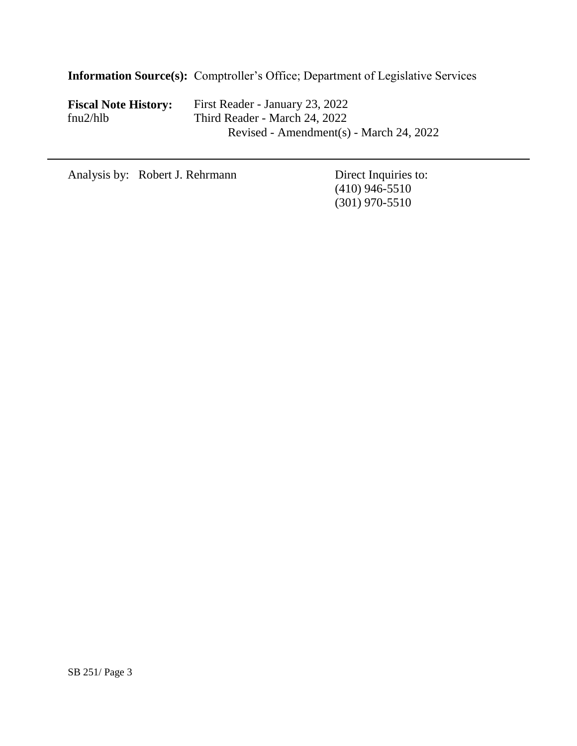**Information Source(s):** Comptroller's Office; Department of Legislative Services

**Fiscal Note History:** First Reader - January 23, 2022
fnu2/hlb Third Reader - March 24, 2022
Revised - Amendment(s) - March 24, 2022

---

Analysis by: Robert J. Rehrmann

Direct Inquiries to:
(410) 946-5510
(301) 970-5510